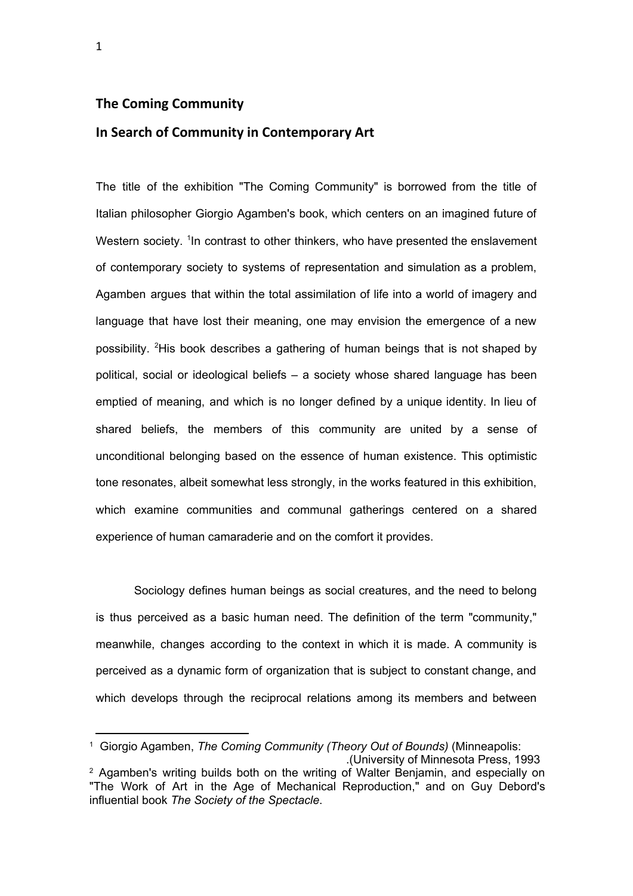## The Coming Community

## In Search of Community in Contemporary Art

The title of the exhibition "The Coming Community" is borrowed from the title of Italian philosopher Giorgio Agamben's book, which centers on an imagined future of Western society. [1]In contrast to other thinkers, who have presented the enslavement of contemporary society to systems of representation and simulation as a problem, Agamben argues that within the total assimilation of life into a world of imagery and language that have lost their meaning, one may envision the emergence of a new possibility. [2]His book describes a gathering of human beings that is not shaped by political, social or ideological beliefs – a society whose shared language has been emptied of meaning, and which is no longer defined by a unique identity. In lieu of shared beliefs, the members of this community are united by a sense of unconditional belonging based on the essence of human existence. This optimistic tone resonates, albeit somewhat less strongly, in the works featured in this exhibition, which examine communities and communal gatherings centered on a shared experience of human camaraderie and on the comfort it provides.

Sociology defines human beings as social creatures, and the need to belong is thus perceived as a basic human need. The definition of the term "community," meanwhile, changes according to the context in which it is made. A community is perceived as a dynamic form of organization that is subject to constant change, and which develops through the reciprocal relations among its members and between

---

[1] Giorgio Agamben, *The Coming Community (Theory Out of Bounds)* (Minneapolis: .(University of Minnesota Press, 1993

[2] Agamben's writing builds both on the writing of Walter Benjamin, and especially on "The Work of Art in the Age of Mechanical Reproduction," and on Guy Debord's influential book *The Society of the Spectacle*.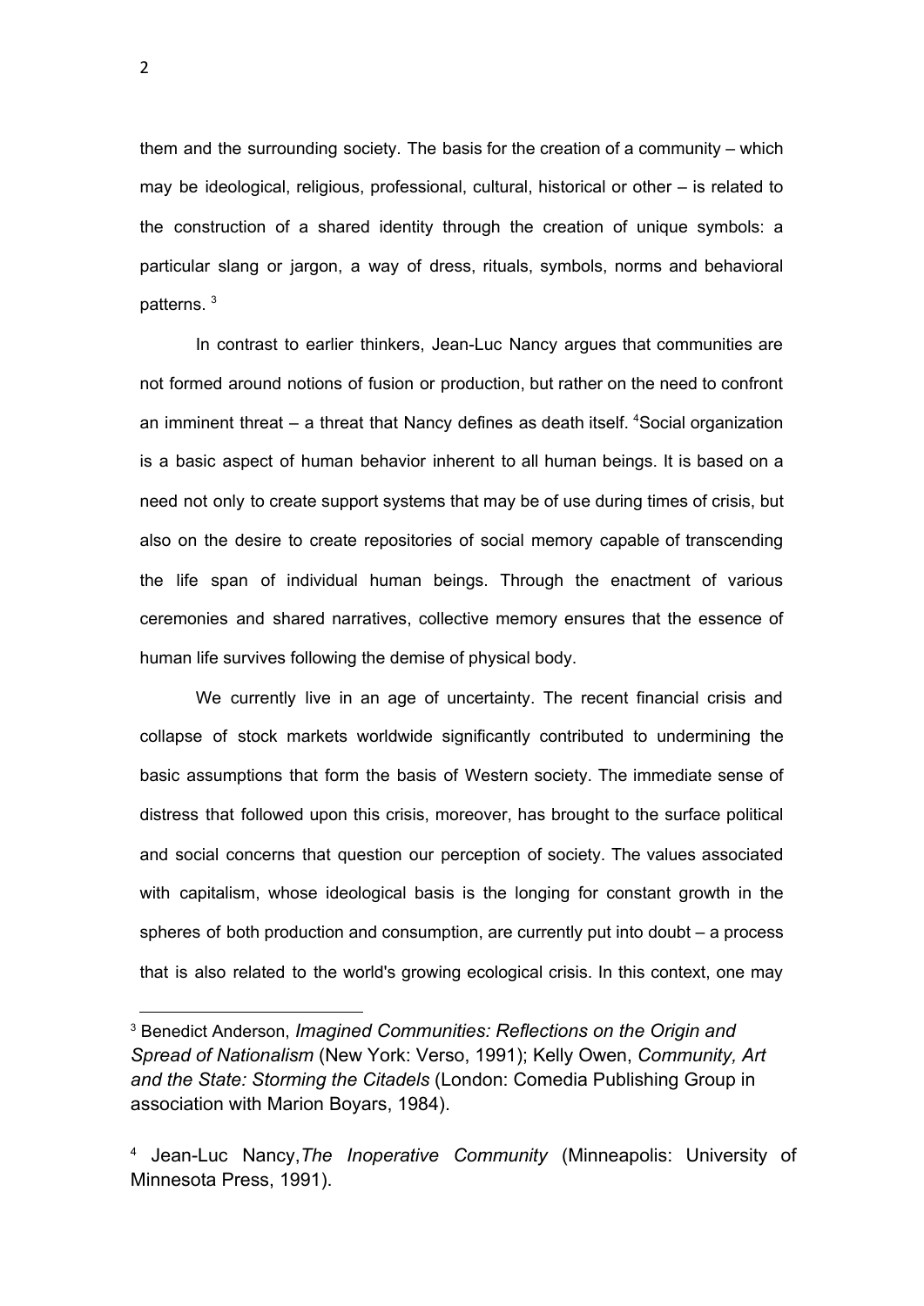them and the surrounding society. The basis for the creation of a community – which may be ideological, religious, professional, cultural, historical or other – is related to the construction of a shared identity through the creation of unique symbols: a particular slang or jargon, a way of dress, rituals, symbols, norms and behavioral patterns. [3]

In contrast to earlier thinkers, Jean-Luc Nancy argues that communities are not formed around notions of fusion or production, but rather on the need to confront an imminent threat – a threat that Nancy defines as death itself. [4]Social organization is a basic aspect of human behavior inherent to all human beings. It is based on a need not only to create support systems that may be of use during times of crisis, but also on the desire to create repositories of social memory capable of transcending the life span of individual human beings. Through the enactment of various ceremonies and shared narratives, collective memory ensures that the essence of human life survives following the demise of physical body.

We currently live in an age of uncertainty. The recent financial crisis and collapse of stock markets worldwide significantly contributed to undermining the basic assumptions that form the basis of Western society. The immediate sense of distress that followed upon this crisis, moreover, has brought to the surface political and social concerns that question our perception of society. The values associated with capitalism, whose ideological basis is the longing for constant growth in the spheres of both production and consumption, are currently put into doubt – a process that is also related to the world's growing ecological crisis. In this context, one may

---

[3] Benedict Anderson, *Imagined Communities: Reflections on the Origin and Spread of Nationalism* (New York: Verso, 1991); Kelly Owen, *Community, Art and the State: Storming the Citadels* (London: Comedia Publishing Group in association with Marion Boyars, 1984).

[4] Jean-Luc Nancy,*The Inoperative Community* (Minneapolis: University of Minnesota Press, 1991).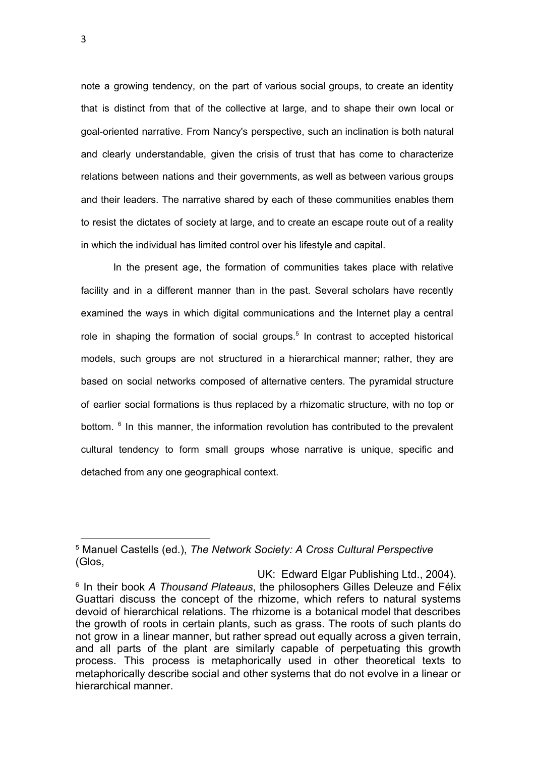note a growing tendency, on the part of various social groups, to create an identity that is distinct from that of the collective at large, and to shape their own local or goal-oriented narrative. From Nancy's perspective, such an inclination is both natural and clearly understandable, given the crisis of trust that has come to characterize relations between nations and their governments, as well as between various groups and their leaders. The narrative shared by each of these communities enables them to resist the dictates of society at large, and to create an escape route out of a reality in which the individual has limited control over his lifestyle and capital.

In the present age, the formation of communities takes place with relative facility and in a different manner than in the past. Several scholars have recently examined the ways in which digital communications and the Internet play a central role in shaping the formation of social groups.[5] In contrast to accepted historical models, such groups are not structured in a hierarchical manner; rather, they are based on social networks composed of alternative centers. The pyramidal structure of earlier social formations is thus replaced by a rhizomatic structure, with no top or bottom. [6] In this manner, the information revolution has contributed to the prevalent cultural tendency to form small groups whose narrative is unique, specific and detached from any one geographical context.

---

[5] Manuel Castells (ed.), *The Network Society: A Cross Cultural Perspective* (Glos, UK: Edward Elgar Publishing Ltd., 2004).

[6] In their book *A Thousand Plateaus*, the philosophers Gilles Deleuze and Félix Guattari discuss the concept of the rhizome, which refers to natural systems devoid of hierarchical relations. The rhizome is a botanical model that describes the growth of roots in certain plants, such as grass. The roots of such plants do not grow in a linear manner, but rather spread out equally across a given terrain, and all parts of the plant are similarly capable of perpetuating this growth process. This process is metaphorically used in other theoretical texts to metaphorically describe social and other systems that do not evolve in a linear or hierarchical manner.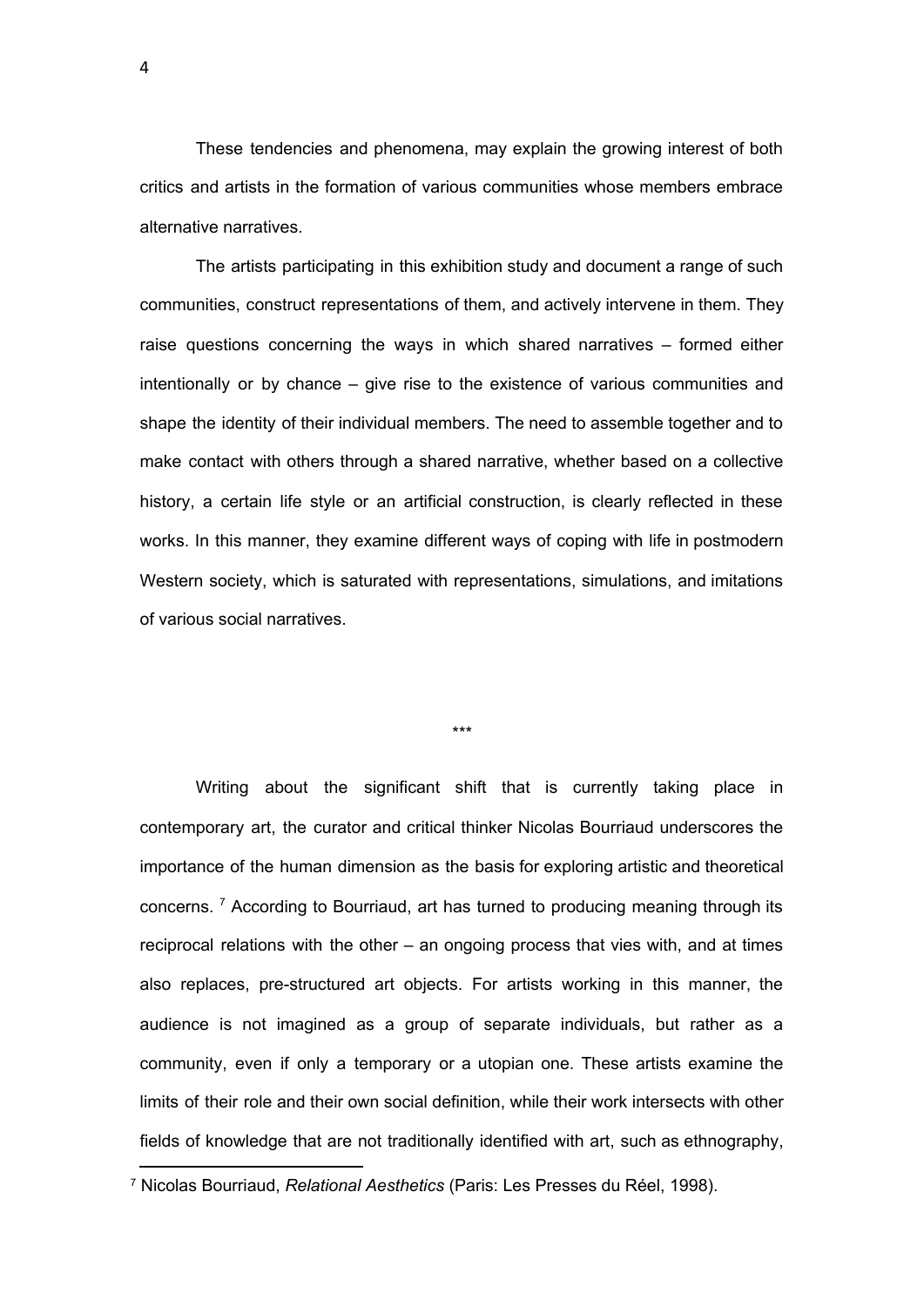These tendencies and phenomena, may explain the growing interest of both critics and artists in the formation of various communities whose members embrace alternative narratives.

The artists participating in this exhibition study and document a range of such communities, construct representations of them, and actively intervene in them. They raise questions concerning the ways in which shared narratives – formed either intentionally or by chance – give rise to the existence of various communities and shape the identity of their individual members. The need to assemble together and to make contact with others through a shared narrative, whether based on a collective history, a certain life style or an artificial construction, is clearly reflected in these works. In this manner, they examine different ways of coping with life in postmodern Western society, which is saturated with representations, simulations, and imitations of various social narratives.

\*\*\*

Writing about the significant shift that is currently taking place in contemporary art, the curator and critical thinker Nicolas Bourriaud underscores the importance of the human dimension as the basis for exploring artistic and theoretical concerns. [7] According to Bourriaud, art has turned to producing meaning through its reciprocal relations with the other – an ongoing process that vies with, and at times also replaces, pre-structured art objects. For artists working in this manner, the audience is not imagined as a group of separate individuals, but rather as a community, even if only a temporary or a utopian one. These artists examine the limits of their role and their own social definition, while their work intersects with other fields of knowledge that are not traditionally identified with art, such as ethnography,

[7] Nicolas Bourriaud, *Relational Aesthetics* (Paris: Les Presses du Réel, 1998).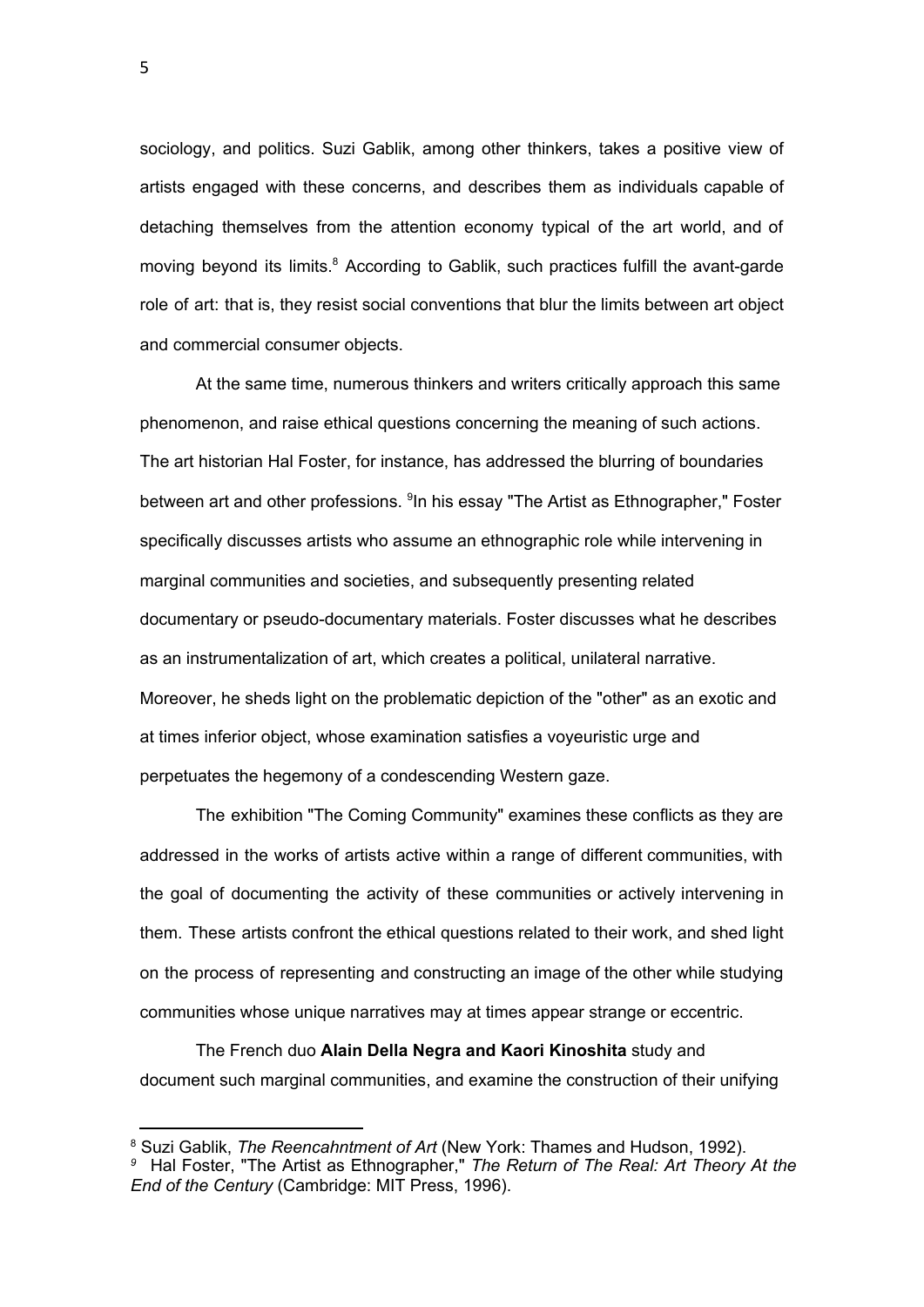sociology, and politics. Suzi Gablik, among other thinkers, takes a positive view of artists engaged with these concerns, and describes them as individuals capable of detaching themselves from the attention economy typical of the art world, and of moving beyond its limits.[8] According to Gablik, such practices fulfill the avant-garde role of art: that is, they resist social conventions that blur the limits between art object and commercial consumer objects.

At the same time, numerous thinkers and writers critically approach this same phenomenon, and raise ethical questions concerning the meaning of such actions. The art historian Hal Foster, for instance, has addressed the blurring of boundaries between art and other professions. [9]In his essay "The Artist as Ethnographer," Foster specifically discusses artists who assume an ethnographic role while intervening in marginal communities and societies, and subsequently presenting related documentary or pseudo-documentary materials. Foster discusses what he describes as an instrumentalization of art, which creates a political, unilateral narrative. Moreover, he sheds light on the problematic depiction of the "other" as an exotic and at times inferior object, whose examination satisfies a voyeuristic urge and perpetuates the hegemony of a condescending Western gaze.

The exhibition "The Coming Community" examines these conflicts as they are addressed in the works of artists active within a range of different communities, with the goal of documenting the activity of these communities or actively intervening in them. These artists confront the ethical questions related to their work, and shed light on the process of representing and constructing an image of the other while studying communities whose unique narratives may at times appear strange or eccentric.

The French duo **Alain Della Negra and Kaori Kinoshita** study and document such marginal communities, and examine the construction of their unifying

---

[8] Suzi Gablik, *The Reencahntment of Art* (New York: Thames and Hudson, 1992).

[9] Hal Foster, "The Artist as Ethnographer," *The Return of The Real: Art Theory At the End of the Century* (Cambridge: MIT Press, 1996).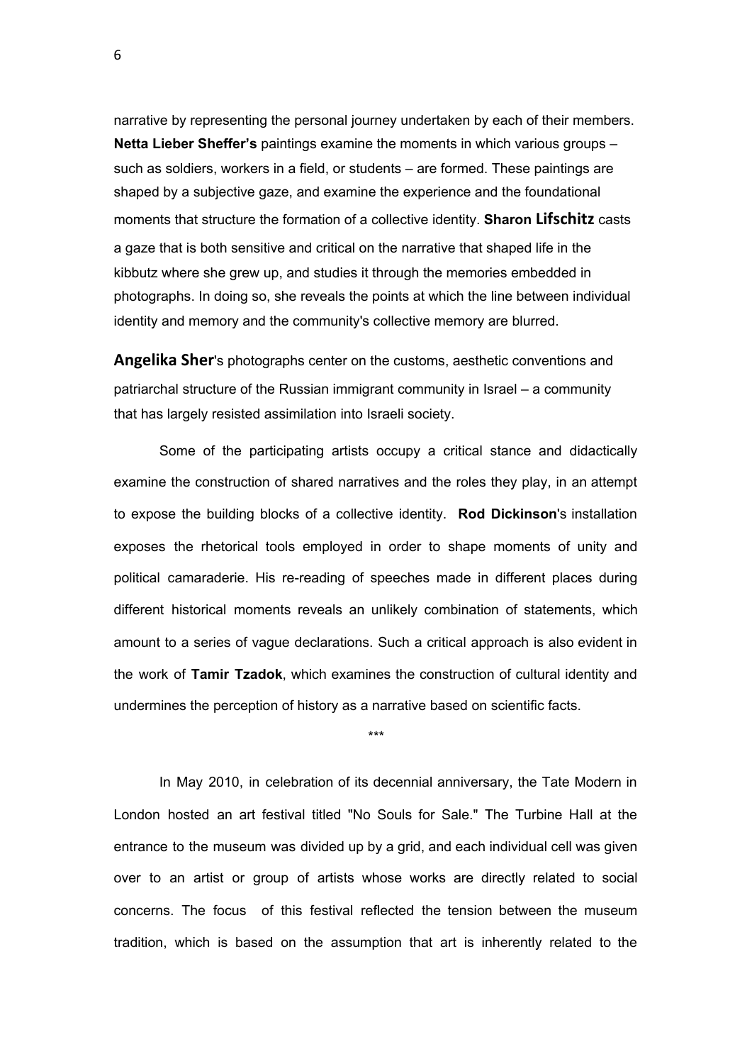narrative by representing the personal journey undertaken by each of their members. **Netta Lieber Sheffer's** paintings examine the moments in which various groups – such as soldiers, workers in a field, or students – are formed. These paintings are shaped by a subjective gaze, and examine the experience and the foundational moments that structure the formation of a collective identity. **Sharon Lifschitz** casts a gaze that is both sensitive and critical on the narrative that shaped life in the kibbutz where she grew up, and studies it through the memories embedded in photographs. In doing so, she reveals the points at which the line between individual identity and memory and the community's collective memory are blurred.

**Angelika Sher**'s photographs center on the customs, aesthetic conventions and patriarchal structure of the Russian immigrant community in Israel – a community that has largely resisted assimilation into Israeli society.

Some of the participating artists occupy a critical stance and didactically examine the construction of shared narratives and the roles they play, in an attempt to expose the building blocks of a collective identity. **Rod Dickinson**'s installation exposes the rhetorical tools employed in order to shape moments of unity and political camaraderie. His re-reading of speeches made in different places during different historical moments reveals an unlikely combination of statements, which amount to a series of vague declarations. Such a critical approach is also evident in the work of **Tamir Tzadok**, which examines the construction of cultural identity and undermines the perception of history as a narrative based on scientific facts.

***

In May 2010, in celebration of its decennial anniversary, the Tate Modern in London hosted an art festival titled "No Souls for Sale." The Turbine Hall at the entrance to the museum was divided up by a grid, and each individual cell was given over to an artist or group of artists whose works are directly related to social concerns. The focus of this festival reflected the tension between the museum tradition, which is based on the assumption that art is inherently related to the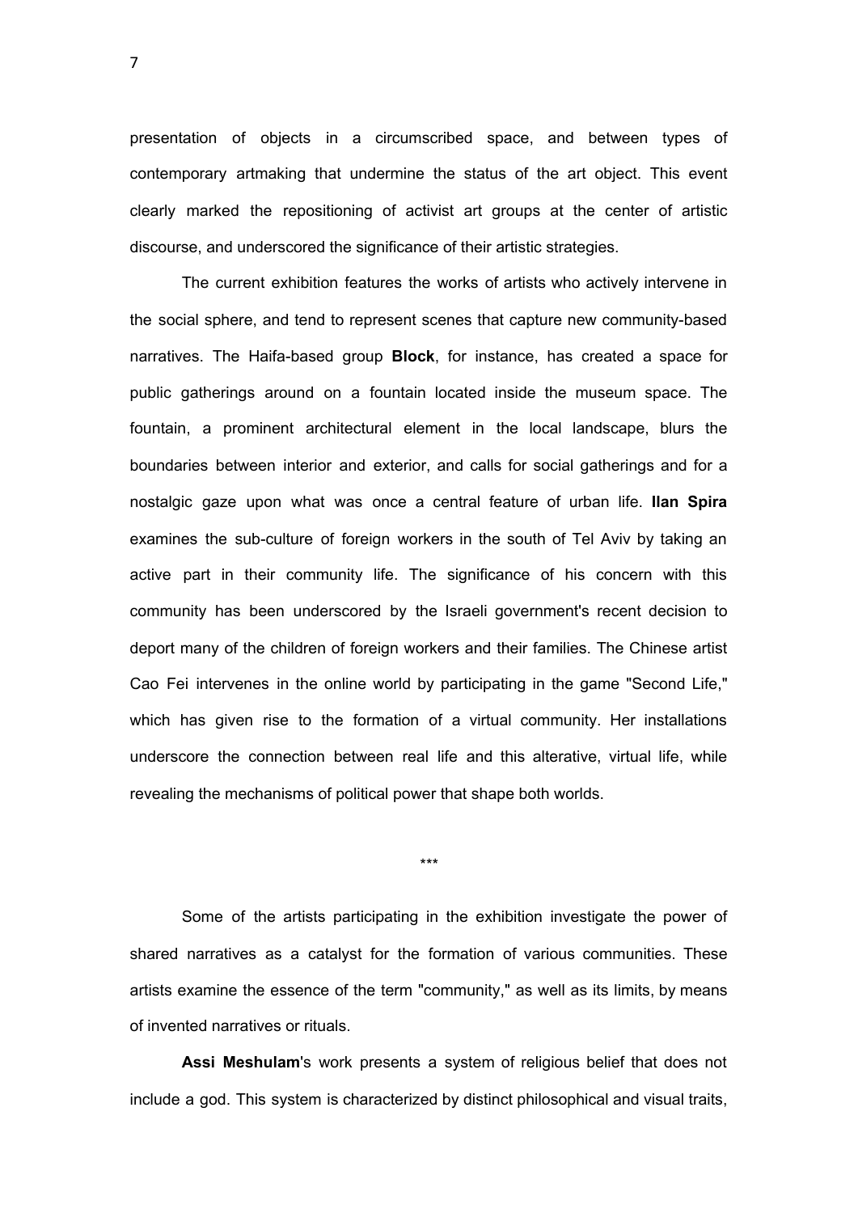presentation of objects in a circumscribed space, and between types of contemporary artmaking that undermine the status of the art object. This event clearly marked the repositioning of activist art groups at the center of artistic discourse, and underscored the significance of their artistic strategies.

The current exhibition features the works of artists who actively intervene in the social sphere, and tend to represent scenes that capture new community-based narratives. The Haifa-based group **Block**, for instance, has created a space for public gatherings around on a fountain located inside the museum space. The fountain, a prominent architectural element in the local landscape, blurs the boundaries between interior and exterior, and calls for social gatherings and for a nostalgic gaze upon what was once a central feature of urban life. **Ilan Spira** examines the sub-culture of foreign workers in the south of Tel Aviv by taking an active part in their community life. The significance of his concern with this community has been underscored by the Israeli government's recent decision to deport many of the children of foreign workers and their families. The Chinese artist Cao Fei intervenes in the online world by participating in the game "Second Life," which has given rise to the formation of a virtual community. Her installations underscore the connection between real life and this alterative, virtual life, while revealing the mechanisms of political power that shape both worlds.

\*\*\*

Some of the artists participating in the exhibition investigate the power of shared narratives as a catalyst for the formation of various communities. These artists examine the essence of the term "community," as well as its limits, by means of invented narratives or rituals.

**Assi Meshulam**'s work presents a system of religious belief that does not include a god. This system is characterized by distinct philosophical and visual traits,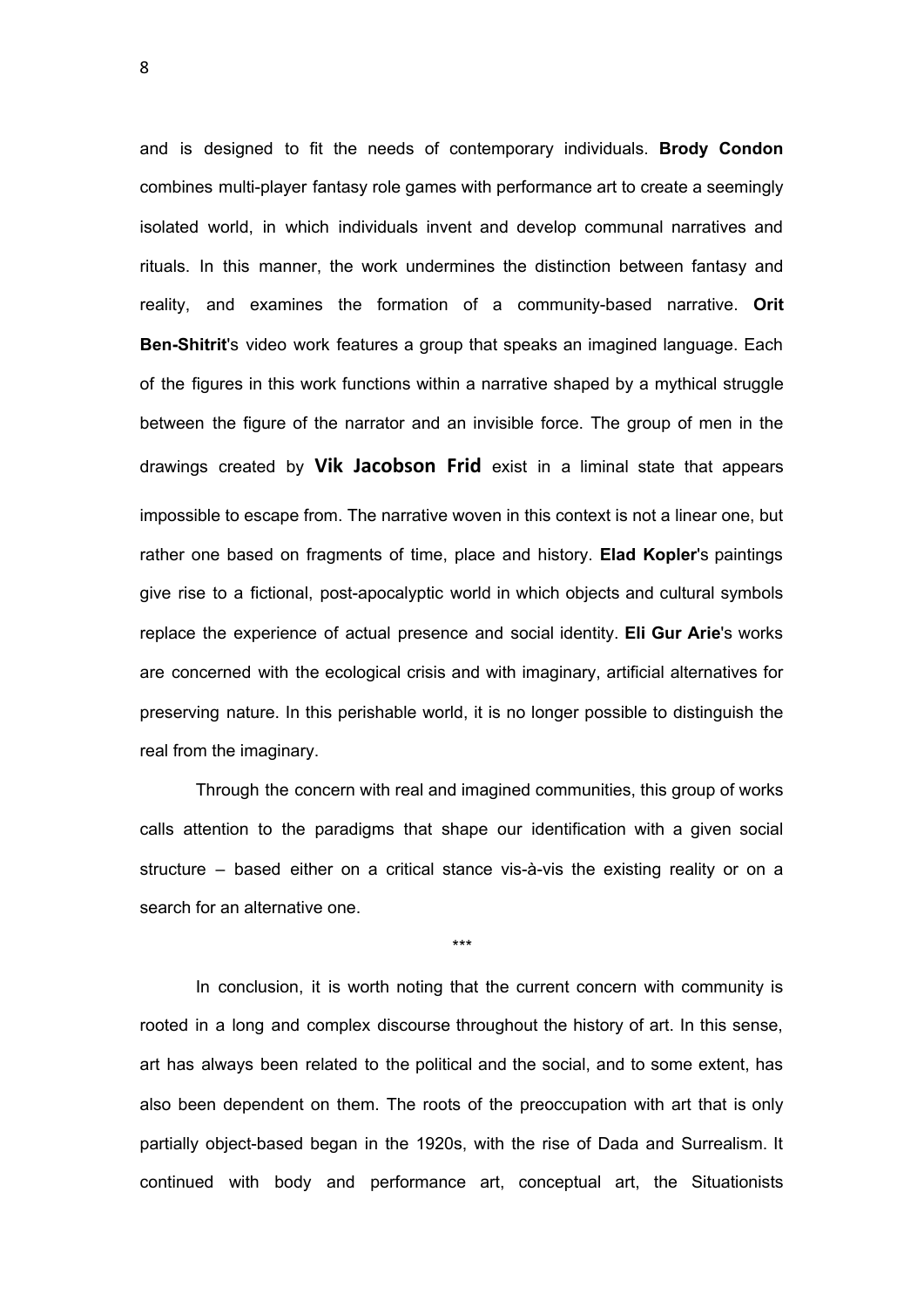and is designed to fit the needs of contemporary individuals. **Brody Condon** combines multi-player fantasy role games with performance art to create a seemingly isolated world, in which individuals invent and develop communal narratives and rituals. In this manner, the work undermines the distinction between fantasy and reality, and examines the formation of a community-based narrative. **Orit Ben-Shitrit**'s video work features a group that speaks an imagined language. Each of the figures in this work functions within a narrative shaped by a mythical struggle between the figure of the narrator and an invisible force. The group of men in the drawings created by **Vik Jacobson Frid** exist in a liminal state that appears impossible to escape from. The narrative woven in this context is not a linear one, but rather one based on fragments of time, place and history. **Elad Kopler**'s paintings give rise to a fictional, post-apocalyptic world in which objects and cultural symbols replace the experience of actual presence and social identity. **Eli Gur Arie**'s works are concerned with the ecological crisis and with imaginary, artificial alternatives for preserving nature. In this perishable world, it is no longer possible to distinguish the real from the imaginary.

Through the concern with real and imagined communities, this group of works calls attention to the paradigms that shape our identification with a given social structure – based either on a critical stance vis-à-vis the existing reality or on a search for an alternative one.

***

In conclusion, it is worth noting that the current concern with community is rooted in a long and complex discourse throughout the history of art. In this sense, art has always been related to the political and the social, and to some extent, has also been dependent on them. The roots of the preoccupation with art that is only partially object-based began in the 1920s, with the rise of Dada and Surrealism. It continued with body and performance art, conceptual art, the Situationists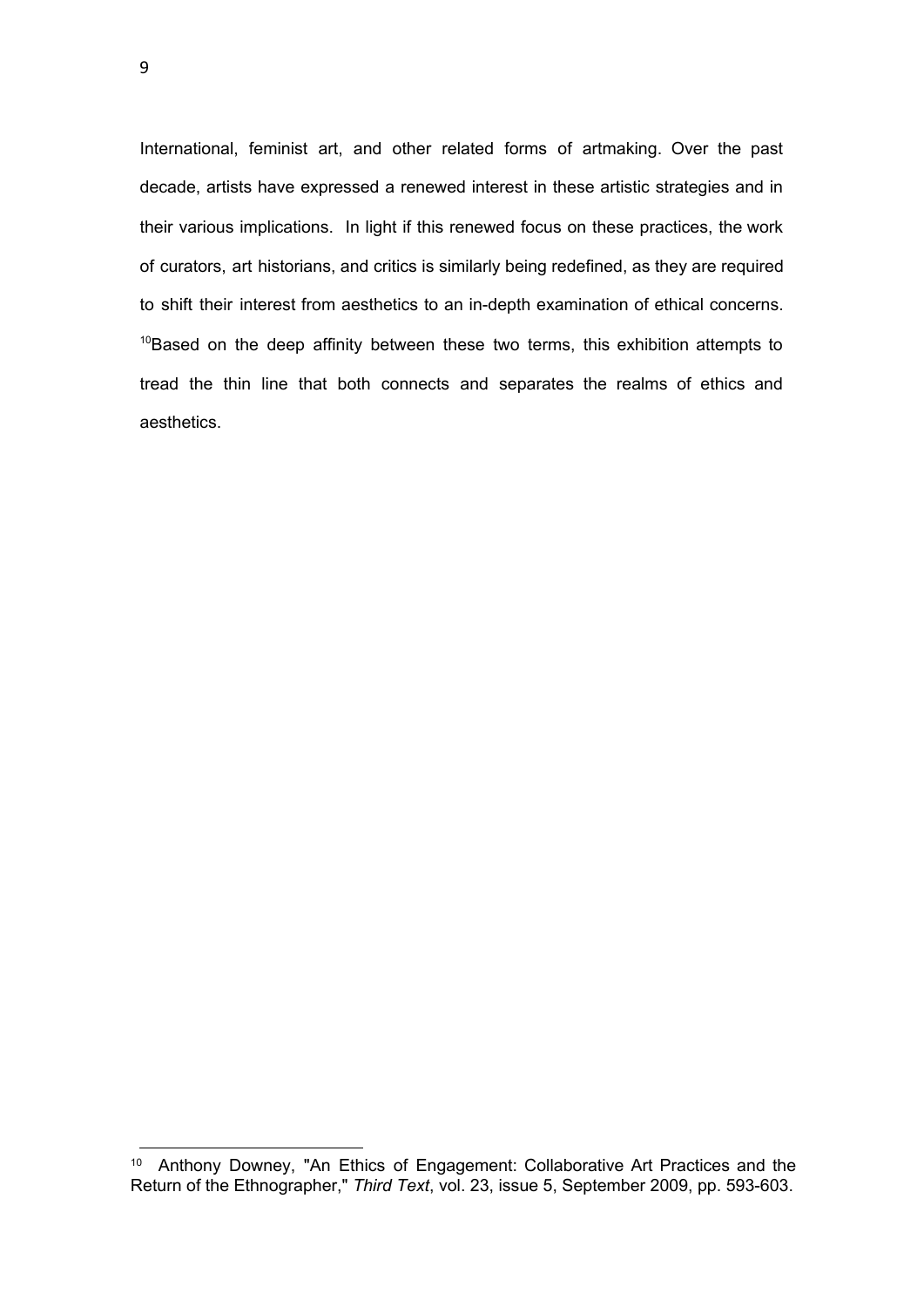International, feminist art, and other related forms of artmaking. Over the past decade, artists have expressed a renewed interest in these artistic strategies and in their various implications. In light if this renewed focus on these practices, the work of curators, art historians, and critics is similarly being redefined, as they are required to shift their interest from aesthetics to an in-depth examination of ethical concerns.[10]Based on the deep affinity between these two terms, this exhibition attempts to tread the thin line that both connects and separates the realms of ethics and aesthetics.

---

[10] Anthony Downey, "An Ethics of Engagement: Collaborative Art Practices and the Return of the Ethnographer," *Third Text*, vol. 23, issue 5, September 2009, pp. 593-603.